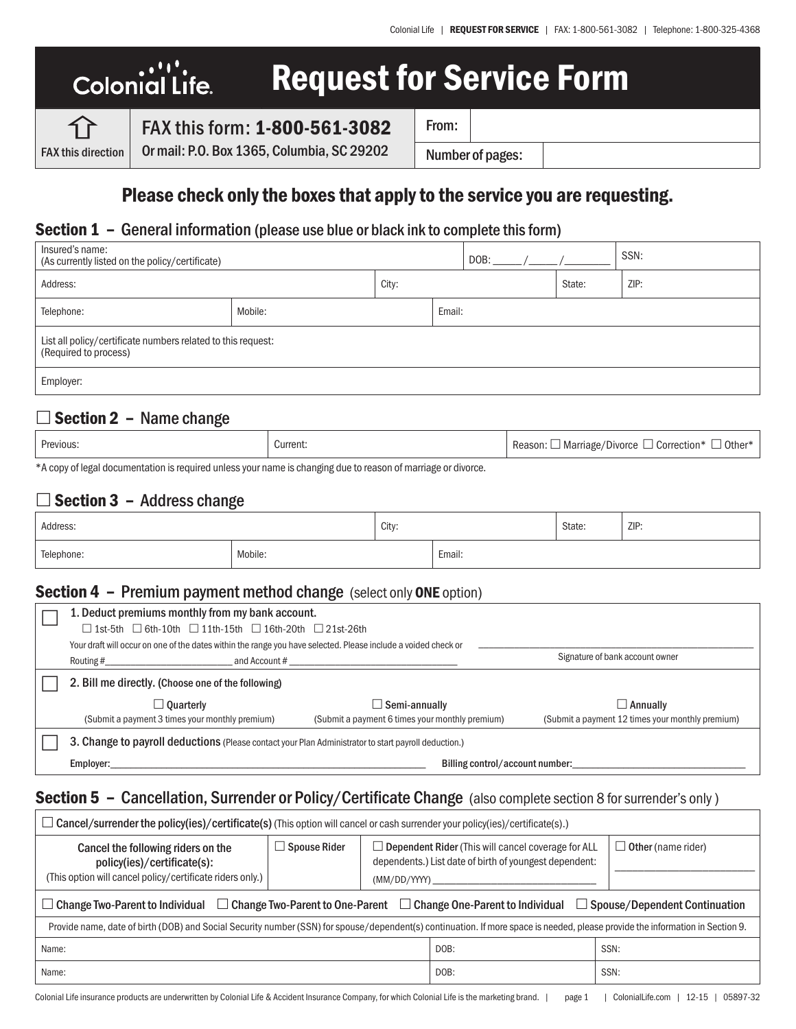# Colonial Life — Request for Service Form

FAX this direction

**FAX this form: 1-800-561-3082**
Or mail: P.O. Box 1365, Columbia, SC 29202

| From: | |
|---|---|
| Number of pages: | |

## Please check only the boxes that apply to the service you are requesting.

## Section 1 – General information (please use blue or black ink to complete this form)

| Insured's name: (As currently listed on the policy/certificate) | | DOB: _____ /_____ /_______ | SSN: |
|---|---|---|---|
| Address: | City: | State: | ZIP: |
| Telephone: | Mobile: | Email: | |
| List all policy/certificate numbers related to this request: (Required to process) | | | |
| Employer: | | | |

## ☐ Section 2 – Name change

| Previous: | Current: | Reason: ☐ Marriage/Divorce ☐ Correction* ☐ Other* |
|---|---|---|

*A copy of legal documentation is required unless your name is changing due to reason of marriage or divorce.

## ☐ Section 3 – Address change

| Address: | City: | State: | ZIP: |
|---|---|---|---|
| Telephone: | Mobile: | Email: | |

## Section 4 – Premium payment method change (select only **ONE** option)

☐ **1. Deduct premiums monthly from my bank account.**
☐ 1st-5th ☐ 6th-10th ☐ 11th-15th ☐ 16th-20th ☐ 21st-26th
Your draft will occur on one of the dates within the range you have selected. Please include a voided check or Routing #_____________ and Account # _____________

_____________________________
Signature of bank account owner

☐ **2. Bill me directly.** (Choose one of the following)

| ☐ **Quarterly** | ☐ **Semi-annually** | ☐ **Annually** |
|---|---|---|
| (Submit a payment 3 times your monthly premium) | (Submit a payment 6 times your monthly premium) | (Submit a payment 12 times your monthly premium) |

☐ **3. Change to payroll deductions** (Please contact your Plan Administrator to start payroll deduction.)
Employer:_____________ Billing control/account number:_____________

## Section 5 – Cancellation, Surrender or Policy/Certificate Change (also complete section 8 for surrender's only )

☐ **Cancel/surrender the policy(ies)/certificate(s)** (This option will cancel or cash surrender your policy(ies)/certificate(s).)

| Cancel the following riders on the policy(ies)/certificate(s): (This option will cancel policy/certificate riders only.) | ☐ **Spouse Rider** | ☐ **Dependent Rider** (This will cancel coverage for ALL dependents.) List date of birth of youngest dependent: (MM/DD/YYYY) _____________ | ☐ **Other** (name rider) _____________ |
|---|---|---|---|

☐ Change Two-Parent to Individual ☐ Change Two-Parent to One-Parent ☐ Change One-Parent to Individual ☐ Spouse/Dependent Continuation

Provide name, date of birth (DOB) and Social Security number (SSN) for spouse/dependent(s) continuation. If more space is needed, please provide the information in Section 9.

| Name: | DOB: | SSN: |
|---|---|---|
| Name: | DOB: | SSN: |

Colonial Life insurance products are underwritten by Colonial Life & Accident Insurance Company, for which Colonial Life is the marketing brand. | ColonialLife.com | 12-15 | 05897-32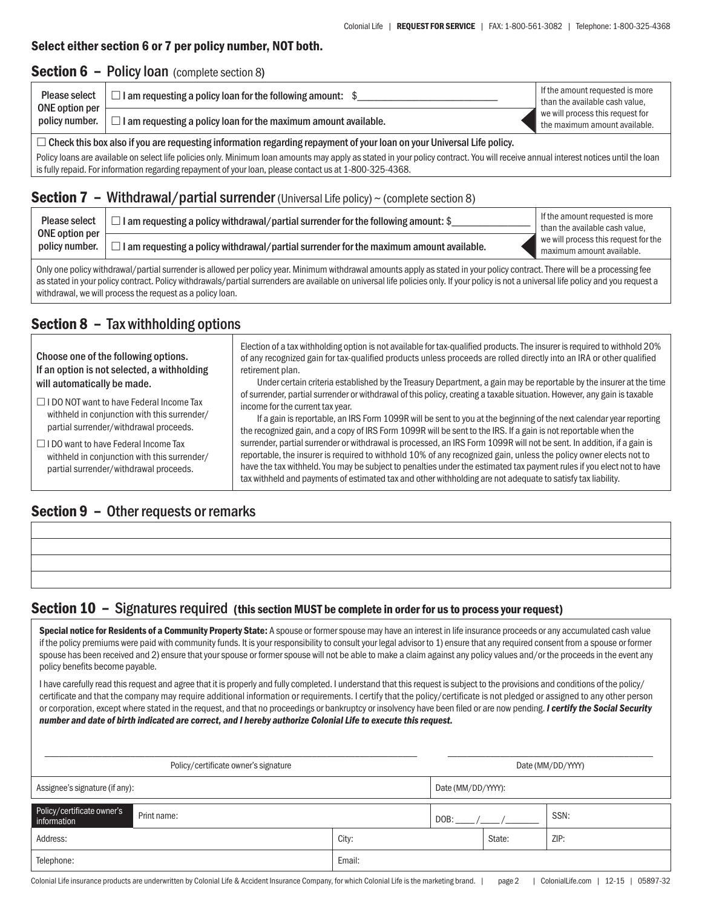**Select either section 6 or 7 per policy number, NOT both.**

## Section 6 – Policy loan (complete section 8)

| | | |
|---|---|---|
| Please select ONE option per policy number. | ☐ I am requesting a policy loan for the following amount: $___________________________ | If the amount requested is more than the available cash value, we will process this request for the maximum amount available. |
| | ☐ I am requesting a policy loan for the maximum amount available. | |

☐ Check this box also if you are requesting information regarding repayment of your loan on your Universal Life policy.

Policy loans are available on select life policies only. Minimum loan amounts may apply as stated in your policy contract. You will receive annual interest notices until the loan is fully repaid. For information regarding repayment of your loan, please contact us at 1-800-325-4368.

## Section 7 – Withdrawal/partial surrender (Universal Life policy) ~ (complete section 8)

| | | |
|---|---|---|
| Please select ONE option per policy number. | ☐ I am requesting a policy withdrawal/partial surrender for the following amount: $_______________ | If the amount requested is more than the available cash value, we will process this request for the maximum amount available. |
| | ☐ I am requesting a policy withdrawal/partial surrender for the maximum amount available. | |

Only one policy withdrawal/partial surrender is allowed per policy year. Minimum withdrawal amounts apply as stated in your policy contract. There will be a processing fee as stated in your policy contract. Policy withdrawals/partial surrenders are available on universal life policies only. If your policy is not a universal life policy and you request a withdrawal, we will process the request as a policy loan.

## Section 8 – Tax withholding options

Choose one of the following options. If an option is not selected, a withholding will automatically be made.

☐ I DO NOT want to have Federal Income Tax withheld in conjunction with this surrender/partial surrender/withdrawal proceeds.

☐ I DO want to have Federal Income Tax withheld in conjunction with this surrender/partial surrender/withdrawal proceeds.

Election of a tax withholding option is not available for tax-qualified products. The insurer is required to withhold 20% of any recognized gain for tax-qualified products unless proceeds are rolled directly into an IRA or other qualified retirement plan.

Under certain criteria established by the Treasury Department, a gain may be reportable by the insurer at the time of surrender, partial surrender or withdrawal of this policy, creating a taxable situation. However, any gain is taxable income for the current tax year.

If a gain is reportable, an IRS Form 1099R will be sent to you at the beginning of the next calendar year reporting the recognized gain, and a copy of IRS Form 1099R will be sent to the IRS. If a gain is not reportable when the surrender, partial surrender or withdrawal is processed, an IRS Form 1099R will not be sent. In addition, if a gain is reportable, the insurer is required to withhold 10% of any recognized gain, unless the policy owner elects not to have the tax withheld. You may be subject to penalties under the estimated tax payment rules if you elect not to have tax withheld and payments of estimated tax and other withholding are not adequate to satisfy tax liability.

## Section 9 – Other requests or remarks

______________________________________________

______________________________________________

______________________________________________

______________________________________________

## Section 10 – Signatures required (this section MUST be complete in order for us to process your request)

**Special notice for Residents of a Community Property State:** A spouse or former spouse may have an interest in life insurance proceeds or any accumulated cash value if the policy premiums were paid with community funds. It is your responsibility to consult your legal advisor to 1) ensure that any required consent from a spouse or former spouse has been received and 2) ensure that your spouse or former spouse will not be able to make a claim against any policy values and/or the proceeds in the event any policy benefits become payable.

I have carefully read this request and agree that it is properly and fully completed. I understand that this request is subject to the provisions and conditions of the policy/certificate and that the company may require additional information or requirements. I certify that the policy/certificate is not pledged or assigned to any other person or corporation, except where stated in the request, and that no proceedings or bankruptcy or insolvency have been filed or are now pending. ***I certify the Social Security number and date of birth indicated are correct, and I hereby authorize Colonial Life to execute this request.***

_______________________________________ Policy/certificate owner's signature

_______________________ Date (MM/DD/YYYY)

| | | | | | |
|---|---|---|---|---|---|
| Assignee's signature (if any): | | | Date (MM/DD/YYYY): | | |
| Policy/certificate owner's information | Print name: | | DOB: ____/____/_______ | | SSN: |
| Address: | | City: | | State: | ZIP: |
| Telephone: | | Email: | | | |

Colonial Life insurance products are underwritten by Colonial Life & Accident Insurance Company, for which Colonial Life is the marketing brand. | ColonialLife.com | 12-15 | 05897-32